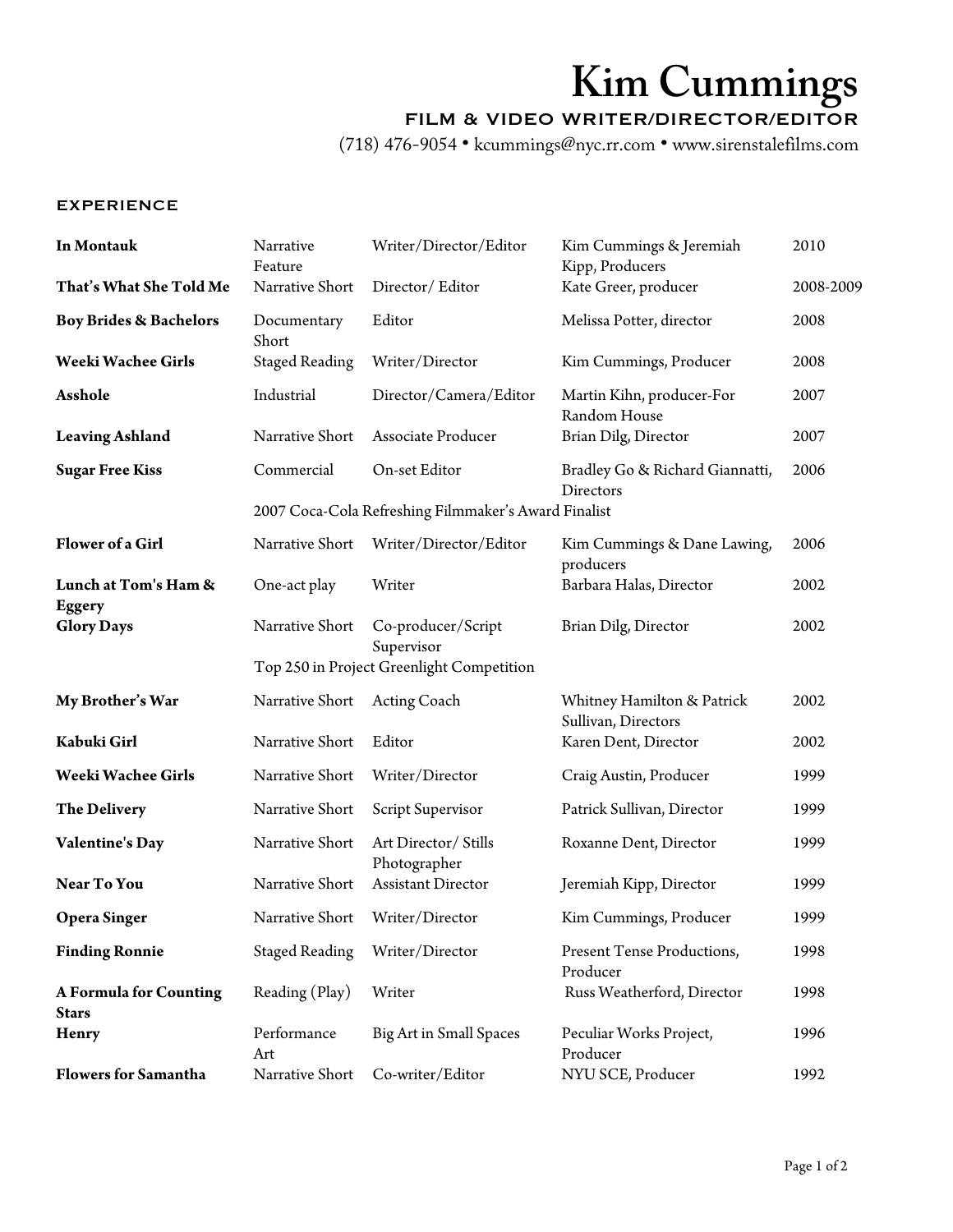# Kim Cummings

## FILM & VIDEO WRITER/DIRECTOR/EDITOR

(718) 476-9054 • kcummings@nyc.rr.com • www.sirenstalefilms.com

### EXPERIENCE

| | | | | |
|---|---|---|---|---|
| **In Montauk** | Narrative Feature | Writer/Director/Editor | Kim Cummings & Jeremiah Kipp, Producers | 2010 |
| **That's What She Told Me** | Narrative Short | Director/ Editor | Kate Greer, producer | 2008-2009 |
| **Boy Brides & Bachelors** | Documentary Short | Editor | Melissa Potter, director | 2008 |
| **Weeki Wachee Girls** | Staged Reading | Writer/Director | Kim Cummings, Producer | 2008 |
| **Asshole** | Industrial | Director/Camera/Editor | Martin Kihn, producer-For Random House | 2007 |
| **Leaving Ashland** | Narrative Short | Associate Producer | Brian Dilg, Director | 2007 |
| **Sugar Free Kiss** | Commercial | On-set Editor | Bradley Go & Richard Giannatti, Directors | 2006 |
| | 2007 Coca-Cola Refreshing Filmmaker's Award Finalist | | | |
| **Flower of a Girl** | Narrative Short | Writer/Director/Editor | Kim Cummings & Dane Lawing, producers | 2006 |
| **Lunch at Tom's Ham & Eggery** | One-act play | Writer | Barbara Halas, Director | 2002 |
| **Glory Days** | Narrative Short | Co-producer/Script Supervisor | Brian Dilg, Director | 2002 |
| | Top 250 in Project Greenlight Competition | | | |
| **My Brother's War** | Narrative Short | Acting Coach | Whitney Hamilton & Patrick Sullivan, Directors | 2002 |
| **Kabuki Girl** | Narrative Short | Editor | Karen Dent, Director | 2002 |
| **Weeki Wachee Girls** | Narrative Short | Writer/Director | Craig Austin, Producer | 1999 |
| **The Delivery** | Narrative Short | Script Supervisor | Patrick Sullivan, Director | 1999 |
| **Valentine's Day** | Narrative Short | Art Director/ Stills Photographer | Roxanne Dent, Director | 1999 |
| **Near To You** | Narrative Short | Assistant Director | Jeremiah Kipp, Director | 1999 |
| **Opera Singer** | Narrative Short | Writer/Director | Kim Cummings, Producer | 1999 |
| **Finding Ronnie** | Staged Reading | Writer/Director | Present Tense Productions, Producer | 1998 |
| **A Formula for Counting Stars** | Reading (Play) | Writer | Russ Weatherford, Director | 1998 |
| **Henry** | Performance Art | Big Art in Small Spaces | Peculiar Works Project, Producer | 1996 |
| **Flowers for Samantha** | Narrative Short | Co-writer/Editor | NYU SCE, Producer | 1992 |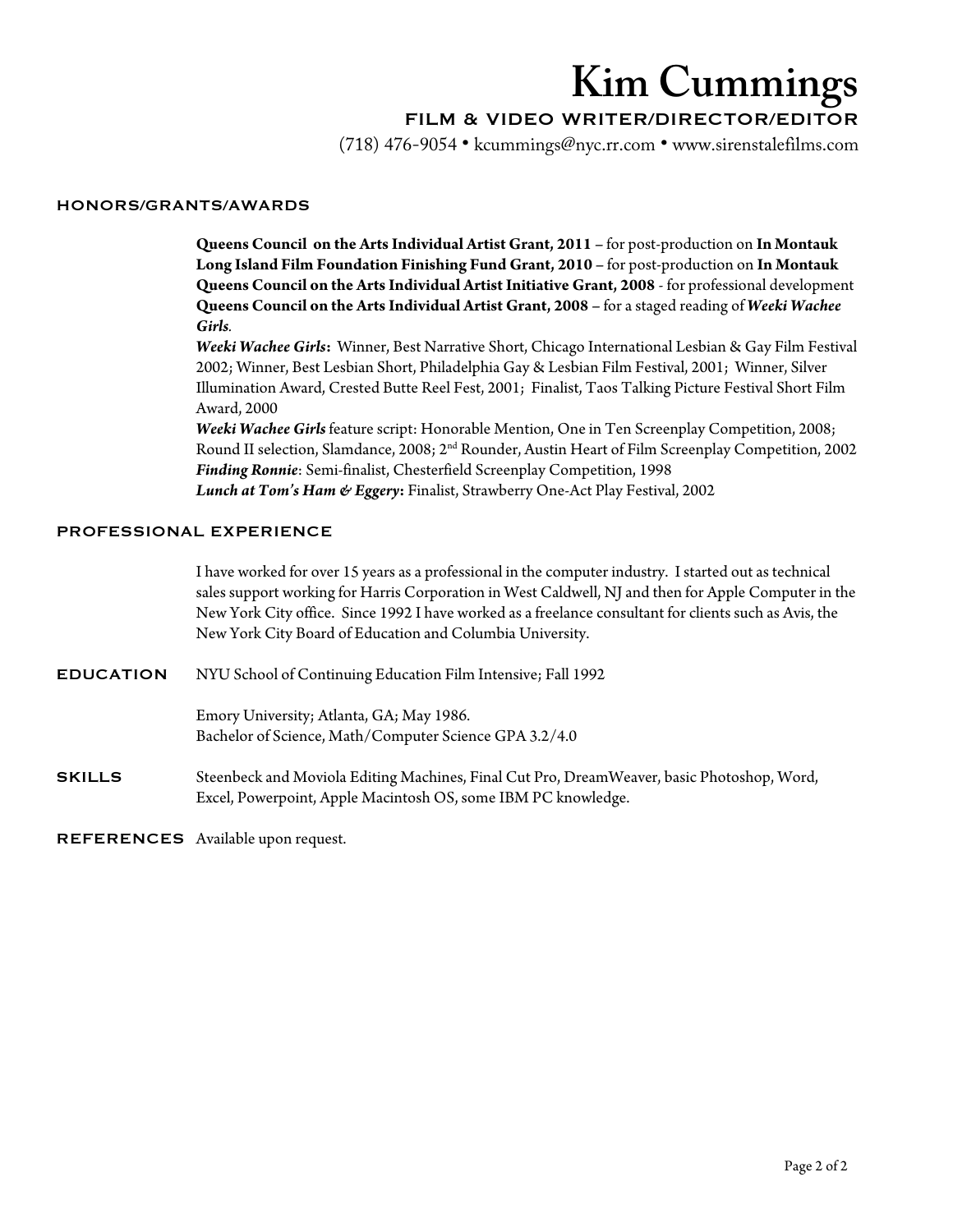# Kim Cummings

## FILM & VIDEO WRITER/DIRECTOR/EDITOR

(718) 476-9054 • kcummings@nyc.rr.com • www.sirenstalefilms.com

### HONORS/GRANTS/AWARDS

**Queens Council on the Arts Individual Artist Grant, 2011** – for post-production on **In Montauk**
**Long Island Film Foundation Finishing Fund Grant, 2010** – for post-production on **In Montauk**
**Queens Council on the Arts Individual Artist Initiative Grant, 2008** - for professional development
**Queens Council on the Arts Individual Artist Grant, 2008** – for a staged reading of ***Weeki Wachee Girls***.
***Weeki Wachee Girls*:** Winner, Best Narrative Short, Chicago International Lesbian & Gay Film Festival 2002; Winner, Best Lesbian Short, Philadelphia Gay & Lesbian Film Festival, 2001; Winner, Silver Illumination Award, Crested Butte Reel Fest, 2001; Finalist, Taos Talking Picture Festival Short Film Award, 2000
***Weeki Wachee Girls*** feature script: Honorable Mention, One in Ten Screenplay Competition, 2008; Round II selection, Slamdance, 2008; 2nd Rounder, Austin Heart of Film Screenplay Competition, 2002
***Finding Ronnie***: Semi-finalist, Chesterfield Screenplay Competition, 1998
***Lunch at Tom's Ham & Eggery*:** Finalist, Strawberry One-Act Play Festival, 2002

### PROFESSIONAL EXPERIENCE

I have worked for over 15 years as a professional in the computer industry. I started out as technical sales support working for Harris Corporation in West Caldwell, NJ and then for Apple Computer in the New York City office. Since 1992 I have worked as a freelance consultant for clients such as Avis, the New York City Board of Education and Columbia University.

### EDUCATION

NYU School of Continuing Education Film Intensive; Fall 1992

Emory University; Atlanta, GA; May 1986.
Bachelor of Science, Math/Computer Science GPA 3.2/4.0

### SKILLS

Steenbeck and Moviola Editing Machines, Final Cut Pro, DreamWeaver, basic Photoshop, Word, Excel, Powerpoint, Apple Macintosh OS, some IBM PC knowledge.

### REFERENCES

Available upon request.